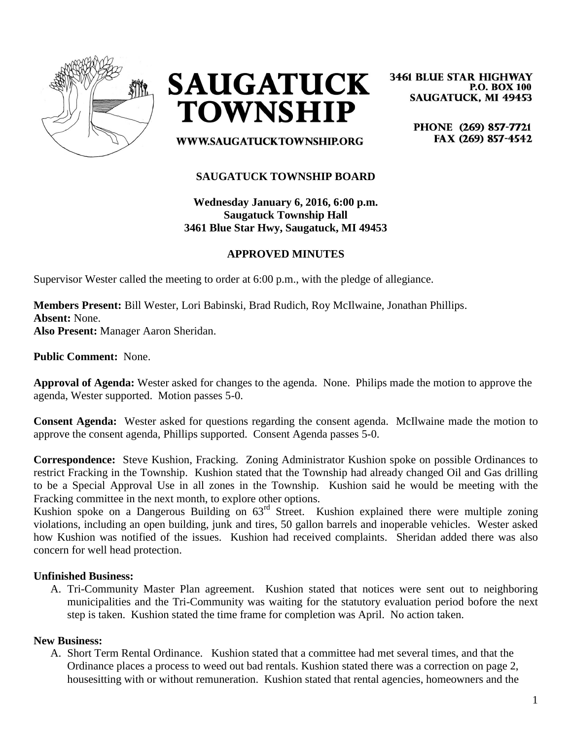# SAUGATUCK TOWNSHIP

3461 BLUE STAR HIGHWAY
P.O. BOX 100
SAUGATUCK, MI 49453

PHONE (269) 857-7721
FAX (269) 857-4542

WWW.SAUGATUCKTOWNSHIP.ORG

**SAUGATUCK TOWNSHIP BOARD**

**Wednesday January 6, 2016, 6:00 p.m.**
**Saugatuck Township Hall**
**3461 Blue Star Hwy, Saugatuck, MI 49453**

**APPROVED MINUTES**

Supervisor Wester called the meeting to order at 6:00 p.m., with the pledge of allegiance.

**Members Present:** Bill Wester, Lori Babinski, Brad Rudich, Roy McIlwaine, Jonathan Phillips.
**Absent:** None.
**Also Present:** Manager Aaron Sheridan.

**Public Comment:** None.

**Approval of Agenda:** Wester asked for changes to the agenda. None. Philips made the motion to approve the agenda, Wester supported. Motion passes 5-0.

**Consent Agenda:** Wester asked for questions regarding the consent agenda. McIlwaine made the motion to approve the consent agenda, Phillips supported. Consent Agenda passes 5-0.

**Correspondence:** Steve Kushion, Fracking. Zoning Administrator Kushion spoke on possible Ordinances to restrict Fracking in the Township. Kushion stated that the Township had already changed Oil and Gas drilling to be a Special Approval Use in all zones in the Township. Kushion said he would be meeting with the Fracking committee in the next month, to explore other options.
Kushion spoke on a Dangerous Building on 63rd Street. Kushion explained there were multiple zoning violations, including an open building, junk and tires, 50 gallon barrels and inoperable vehicles. Wester asked how Kushion was notified of the issues. Kushion had received complaints. Sheridan added there was also concern for well head protection.

**Unfinished Business:**

A. Tri-Community Master Plan agreement. Kushion stated that notices were sent out to neighboring municipalities and the Tri-Community was waiting for the statutory evaluation period bofore the next step is taken. Kushion stated the time frame for completion was April. No action taken.

**New Business:**

A. Short Term Rental Ordinance. Kushion stated that a committee had met several times, and that the Ordinance places a process to weed out bad rentals. Kushion stated there was a correction on page 2, housesitting with or without remuneration. Kushion stated that rental agencies, homeowners and the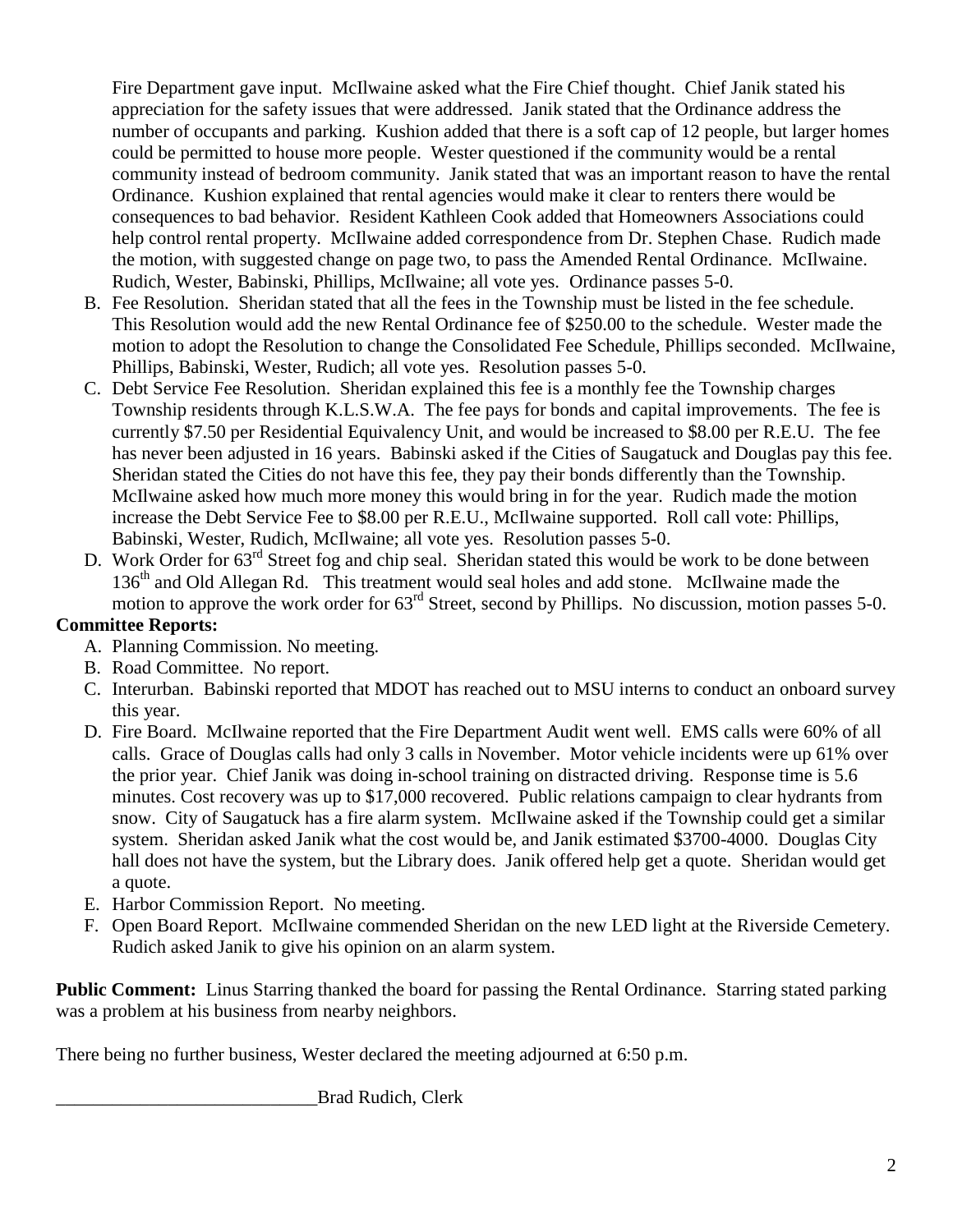Fire Department gave input. McIlwaine asked what the Fire Chief thought. Chief Janik stated his appreciation for the safety issues that were addressed. Janik stated that the Ordinance address the number of occupants and parking. Kushion added that there is a soft cap of 12 people, but larger homes could be permitted to house more people. Wester questioned if the community would be a rental community instead of bedroom community. Janik stated that was an important reason to have the rental Ordinance. Kushion explained that rental agencies would make it clear to renters there would be consequences to bad behavior. Resident Kathleen Cook added that Homeowners Associations could help control rental property. McIlwaine added correspondence from Dr. Stephen Chase. Rudich made the motion, with suggested change on page two, to pass the Amended Rental Ordinance. McIlwaine. Rudich, Wester, Babinski, Phillips, McIlwaine; all vote yes. Ordinance passes 5-0.

B. Fee Resolution. Sheridan stated that all the fees in the Township must be listed in the fee schedule. This Resolution would add the new Rental Ordinance fee of $250.00 to the schedule. Wester made the motion to adopt the Resolution to change the Consolidated Fee Schedule, Phillips seconded. McIlwaine, Phillips, Babinski, Wester, Rudich; all vote yes. Resolution passes 5-0.
C. Debt Service Fee Resolution. Sheridan explained this fee is a monthly fee the Township charges Township residents through K.L.S.W.A. The fee pays for bonds and capital improvements. The fee is currently $7.50 per Residential Equivalency Unit, and would be increased to $8.00 per R.E.U. The fee has never been adjusted in 16 years. Babinski asked if the Cities of Saugatuck and Douglas pay this fee. Sheridan stated the Cities do not have this fee, they pay their bonds differently than the Township. McIlwaine asked how much more money this would bring in for the year. Rudich made the motion increase the Debt Service Fee to $8.00 per R.E.U., McIlwaine supported. Roll call vote: Phillips, Babinski, Wester, Rudich, McIlwaine; all vote yes. Resolution passes 5-0.
D. Work Order for 63rd Street fog and chip seal. Sheridan stated this would be work to be done between 136th and Old Allegan Rd. This treatment would seal holes and add stone. McIlwaine made the motion to approve the work order for 63rd Street, second by Phillips. No discussion, motion passes 5-0.

**Committee Reports:**

A. Planning Commission. No meeting.
B. Road Committee. No report.
C. Interurban. Babinski reported that MDOT has reached out to MSU interns to conduct an onboard survey this year.
D. Fire Board. McIlwaine reported that the Fire Department Audit went well. EMS calls were 60% of all calls. Grace of Douglas calls had only 3 calls in November. Motor vehicle incidents were up 61% over the prior year. Chief Janik was doing in-school training on distracted driving. Response time is 5.6 minutes. Cost recovery was up to $17,000 recovered. Public relations campaign to clear hydrants from snow. City of Saugatuck has a fire alarm system. McIlwaine asked if the Township could get a similar system. Sheridan asked Janik what the cost would be, and Janik estimated $3700-4000. Douglas City hall does not have the system, but the Library does. Janik offered help get a quote. Sheridan would get a quote.
E. Harbor Commission Report. No meeting.
F. Open Board Report. McIlwaine commended Sheridan on the new LED light at the Riverside Cemetery. Rudich asked Janik to give his opinion on an alarm system.

**Public Comment:** Linus Starring thanked the board for passing the Rental Ordinance. Starring stated parking was a problem at his business from nearby neighbors.

There being no further business, Wester declared the meeting adjourned at 6:50 p.m.

____________________________Brad Rudich, Clerk